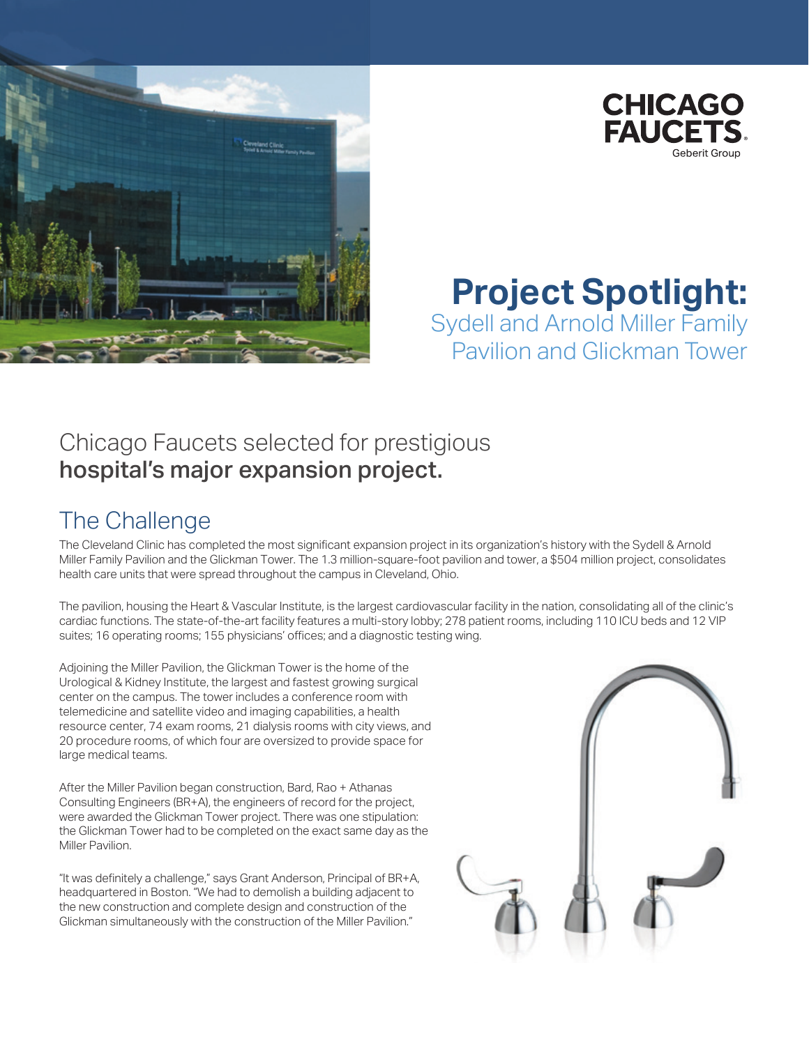CHICAGO FAUCETS
Geberit Group

# Project Spotlight:

## Sydell and Arnold Miller Family Pavilion and Glickman Tower

## Chicago Faucets selected for prestigious **hospital's major expansion project.**

## The Challenge

The Cleveland Clinic has completed the most significant expansion project in its organization's history with the Sydell & Arnold Miller Family Pavilion and the Glickman Tower. The 1.3 million-square-foot pavilion and tower, a $504 million project, consolidates health care units that were spread throughout the campus in Cleveland, Ohio.

The pavilion, housing the Heart & Vascular Institute, is the largest cardiovascular facility in the nation, consolidating all of the clinic's cardiac functions. The state-of-the-art facility features a multi-story lobby; 278 patient rooms, including 110 ICU beds and 12 VIP suites; 16 operating rooms; 155 physicians' offices; and a diagnostic testing wing.

Adjoining the Miller Pavilion, the Glickman Tower is the home of the Urological & Kidney Institute, the largest and fastest growing surgical center on the campus. The tower includes a conference room with telemedicine and satellite video and imaging capabilities, a health resource center, 74 exam rooms, 21 dialysis rooms with city views, and 20 procedure rooms, of which four are oversized to provide space for large medical teams.

After the Miller Pavilion began construction, Bard, Rao + Athanas Consulting Engineers (BR+A), the engineers of record for the project, were awarded the Glickman Tower project. There was one stipulation: the Glickman Tower had to be completed on the exact same day as the Miller Pavilion.

"It was definitely a challenge," says Grant Anderson, Principal of BR+A, headquartered in Boston. "We had to demolish a building adjacent to the new construction and complete design and construction of the Glickman simultaneously with the construction of the Miller Pavilion."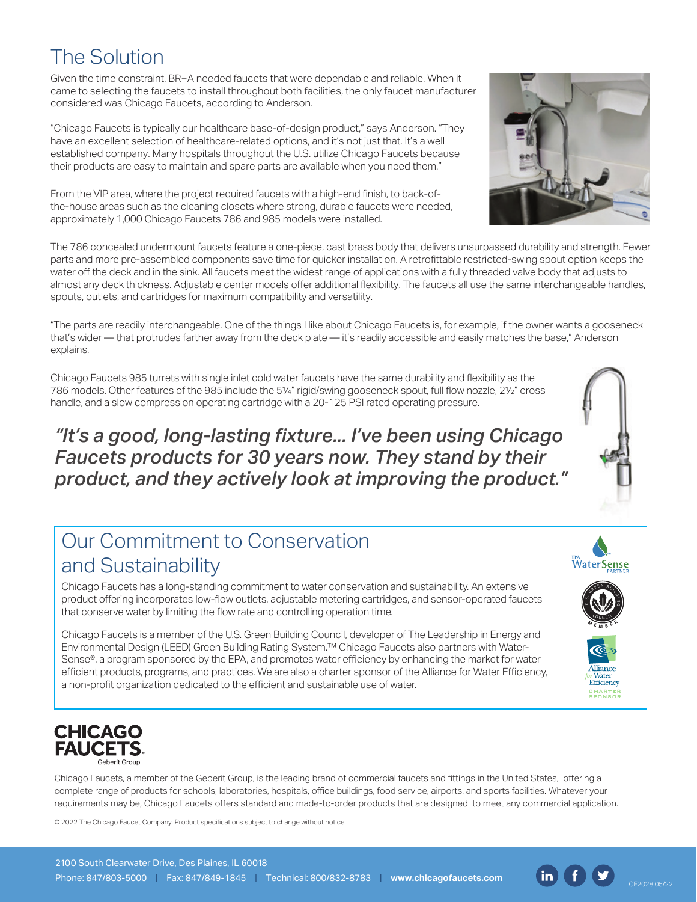# The Solution

Given the time constraint, BR+A needed faucets that were dependable and reliable. When it came to selecting the faucets to install throughout both facilities, the only faucet manufacturer considered was Chicago Faucets, according to Anderson.

"Chicago Faucets is typically our healthcare base-of-design product," says Anderson. "They have an excellent selection of healthcare-related options, and it's not just that. It's a well established company. Many hospitals throughout the U.S. utilize Chicago Faucets because their products are easy to maintain and spare parts are available when you need them."

From the VIP area, where the project required faucets with a high-end finish, to back-of-the-house areas such as the cleaning closets where strong, durable faucets were needed, approximately 1,000 Chicago Faucets 786 and 985 models were installed.

The 786 concealed undermount faucets feature a one-piece, cast brass body that delivers unsurpassed durability and strength. Fewer parts and more pre-assembled components save time for quicker installation. A retrofittable restricted-swing spout option keeps the water off the deck and in the sink. All faucets meet the widest range of applications with a fully threaded valve body that adjusts to almost any deck thickness. Adjustable center models offer additional flexibility. The faucets all use the same interchangeable handles, spouts, outlets, and cartridges for maximum compatibility and versatility.

"The parts are readily interchangeable. One of the things I like about Chicago Faucets is, for example, if the owner wants a gooseneck that's wider — that protrudes farther away from the deck plate — it's readily accessible and easily matches the base," Anderson explains.

Chicago Faucets 985 turrets with single inlet cold water faucets have the same durability and flexibility as the 786 models. Other features of the 985 include the 5¼" rigid/swing gooseneck spout, full flow nozzle, 2½" cross handle, and a slow compression operating cartridge with a 20-125 PSI rated operating pressure.

***"It's a good, long-lasting fixture... I've been using Chicago Faucets products for 30 years now. They stand by their product, and they actively look at improving the product."***

## Our Commitment to Conservation and Sustainability

Chicago Faucets has a long-standing commitment to water conservation and sustainability. An extensive product offering incorporates low-flow outlets, adjustable metering cartridges, and sensor-operated faucets that conserve water by limiting the flow rate and controlling operation time.

Chicago Faucets is a member of the U.S. Green Building Council, developer of The Leadership in Energy and Environmental Design (LEED) Green Building Rating System.™ Chicago Faucets also partners with WaterSense®, a program sponsored by the EPA, and promotes water efficiency by enhancing the market for water efficient products, programs, and practices. We are also a charter sponsor of the Alliance for Water Efficiency, a non-profit organization dedicated to the efficient and sustainable use of water.

EPA WaterSense PARTNER

U.S. Green Building Council MEMBER

Alliance for Water Efficiency CHARTER SPONSOR

**CHICAGO FAUCETS.** Geberit Group

Chicago Faucets, a member of the Geberit Group, is the leading brand of commercial faucets and fittings in the United States, offering a complete range of products for schools, laboratories, hospitals, office buildings, food service, airports, and sports facilities. Whatever your requirements may be, Chicago Faucets offers standard and made-to-order products that are designed to meet any commercial application.

© 2022 The Chicago Faucet Company. Product specifications subject to change without notice.

2100 South Clearwater Drive, Des Plaines, IL 60018

Phone: 847/803-5000 | Fax: 847/849-1845 | Technical: 800/832-8783 | **www.chicagofaucets.com**

CF2028 05/22